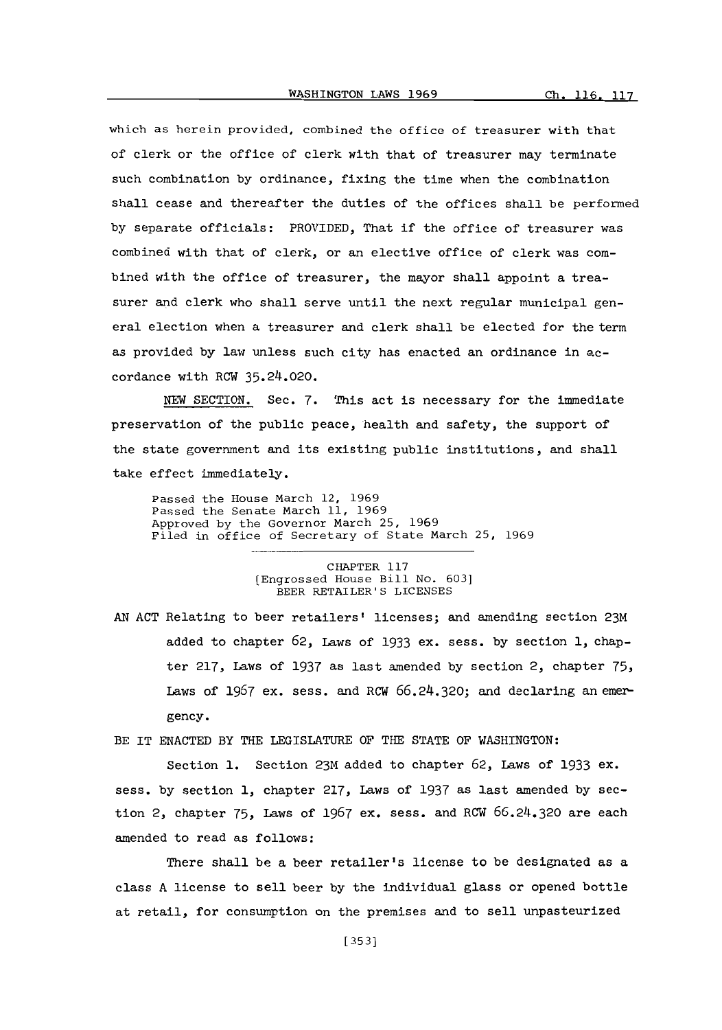which as herein provided, combined the office of treasurer with that of clerk or the office of clerk with that of treasurer may terminate such combination by ordinance, fixing the time when the combination shall cease and thereafter the duties of the offices shall be performed by separate officials: PROVIDED, That if the office of treasurer was combined with that of clerk, or an elective office of clerk was combined with the office of treasurer, the mayor shall appoint a treasurer and clerk who shall serve until the next regular municipal general election when a treasurer and clerk shall be elected for the term as provided by law unless such city has enacted an ordinance in accordance with RCW 35.24.020.

NEW SECTION. Sec. 7. This act is necessary for the immediate preservation of the public peace, health and safety, the support of the state government and its existing public institutions, and shall take effect immediately.

Passed the House March 12, 1969
Passed the Senate March 11, 1969
Approved by the Governor March 25, 1969
Filed in office of Secretary of State March 25, 1969

CHAPTER 117
[Engrossed House Bill No. 603]
BEER RETAILER'S LICENSES

AN ACT Relating to beer retailers' licenses; and amending section 23M added to chapter 62, Laws of 1933 ex. sess. by section 1, chapter 217, Laws of 1937 as last amended by section 2, chapter 75, Laws of 1967 ex. sess. and RCW 66.24.320; and declaring an emergency.

BE IT ENACTED BY THE LEGISLATURE OF THE STATE OF WASHINGTON:

Section 1. Section 23M added to chapter 62, Laws of 1933 ex. sess. by section 1, chapter 217, Laws of 1937 as last amended by section 2, chapter 75, Laws of 1967 ex. sess. and RCW 66.24.320 are each amended to read as follows:

There shall be a beer retailer's license to be designated as a class A license to sell beer by the individual glass or opened bottle at retail, for consumption on the premises and to sell unpasteurized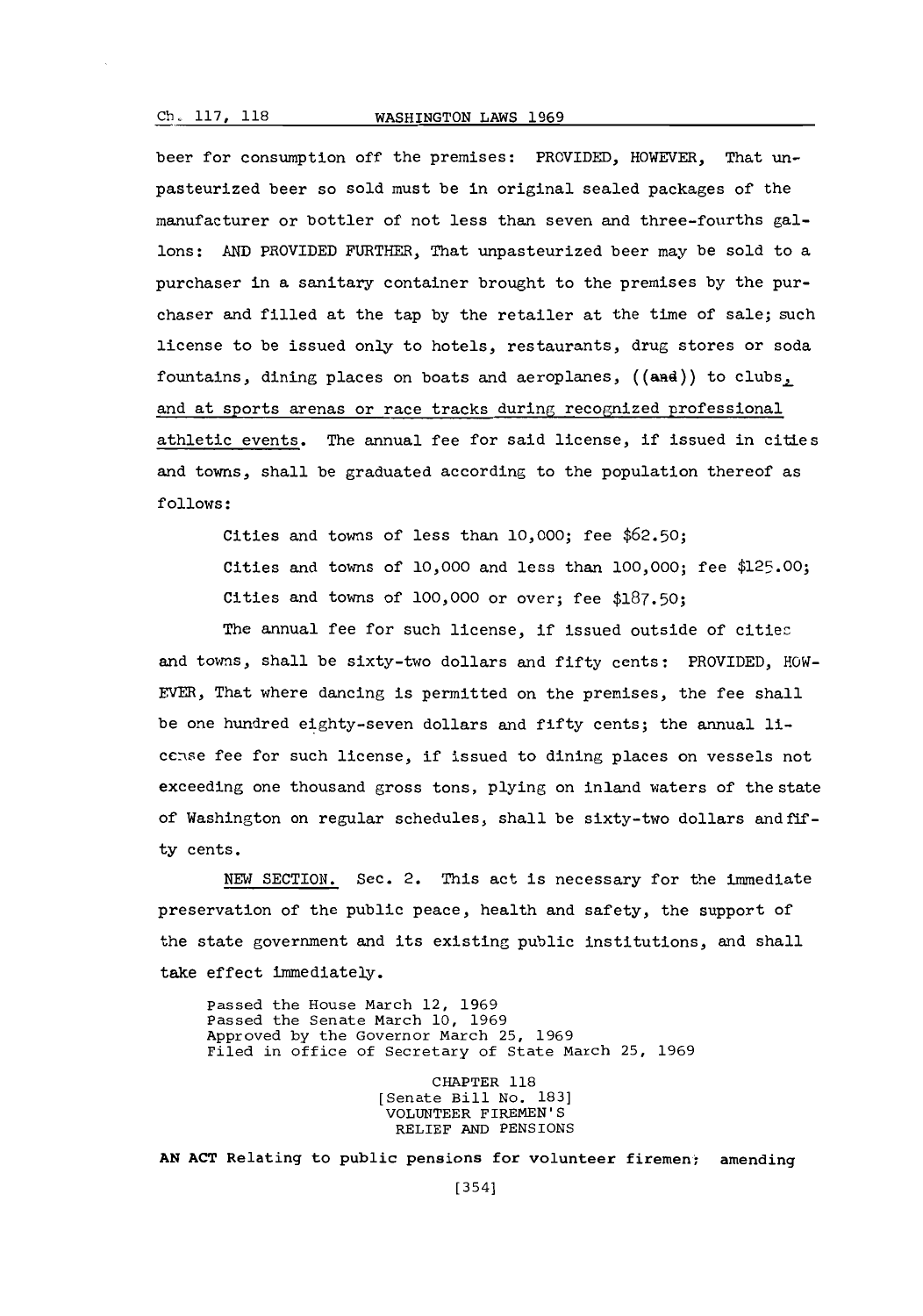beer for consumption off the premises: PROVIDED, HOWEVER, That unpasteurized beer so sold must be in original sealed packages of the manufacturer or bottler of not less than seven and three-fourths gallons: AND PROVIDED FURTHER, That unpasteurized beer may be sold to a purchaser in a sanitary container brought to the premises by the purchaser and filled at the tap by the retailer at the time of sale; such license to be issued only to hotels, restaurants, drug stores or soda fountains, dining places on boats and aeroplanes, ((and)) to clubs, and at sports arenas or race tracks during recognized professional athletic events. The annual fee for said license, if issued in cities and towns, shall be graduated according to the population thereof as follows:

Cities and towns of less than 10,000; fee $62.50;

Cities and towns of 10,000 and less than 100,000; fee $125.00;

Cities and towns of 100,000 or over; fee $187.50;

The annual fee for such license, if issued outside of cities and towns, shall be sixty-two dollars and fifty cents: PROVIDED, HOWEVER, That where dancing is permitted on the premises, the fee shall be one hundred eighty-seven dollars and fifty cents; the annual license fee for such license, if issued to dining places on vessels not exceeding one thousand gross tons, plying on inland waters of the state of Washington on regular schedules, shall be sixty-two dollars and fifty cents.

NEW SECTION. Sec. 2. This act is necessary for the immediate preservation of the public peace, health and safety, the support of the state government and its existing public institutions, and shall take effect immediately.

Passed the House March 12, 1969
Passed the Senate March 10, 1969
Approved by the Governor March 25, 1969
Filed in office of Secretary of State March 25, 1969

CHAPTER 118
[Senate Bill No. 183]
VOLUNTEER FIREMEN'S
RELIEF AND PENSIONS

**AN ACT** Relating to public pensions for volunteer firemen; amending